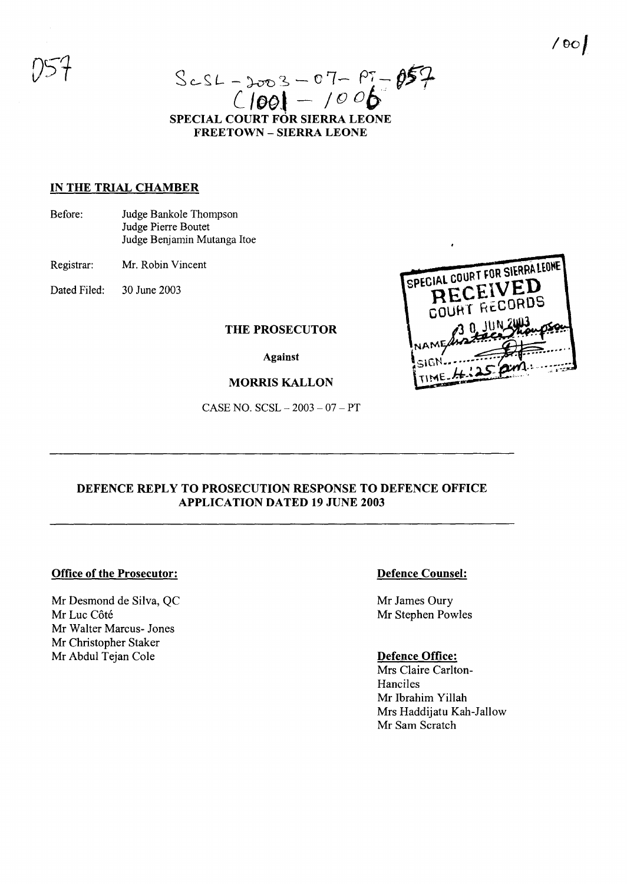SCSL - 2003 - 07 - PT - 057
(1001 - 1006)

**SPECIAL COURT FOR SIERRA LEONE**
**FREETOWN – SIERRA LEONE**

**IN THE TRIAL CHAMBER**

Before: Judge Bankole Thompson
Judge Pierre Boutet
Judge Benjamin Mutanga Itoe

Registrar: Mr. Robin Vincent

Dated Filed: 30 June 2003

SPECIAL COURT FOR SIERRA LEONE
RECEIVED
COURT RECORDS
30 JUN 2003
NAME Anstace Thompson
SIGN
TIME 4:25 pm

**THE PROSECUTOR**

**Against**

**MORRIS KALLON**

CASE NO. SCSL – 2003 – 07 – PT

---

**DEFENCE REPLY TO PROSECUTION RESPONSE TO DEFENCE OFFICE APPLICATION DATED 19 JUNE 2003**

---

**Office of the Prosecutor:**

Mr Desmond de Silva, QC
Mr Luc Côté
Mr Walter Marcus- Jones
Mr Christopher Staker
Mr Abdul Tejan Cole

**Defence Counsel:**

Mr James Oury
Mr Stephen Powles

**Defence Office:**

Mrs Claire Carlton-Hanciles
Mr Ibrahim Yillah
Mrs Haddijatu Kah-Jallow
Mr Sam Scratch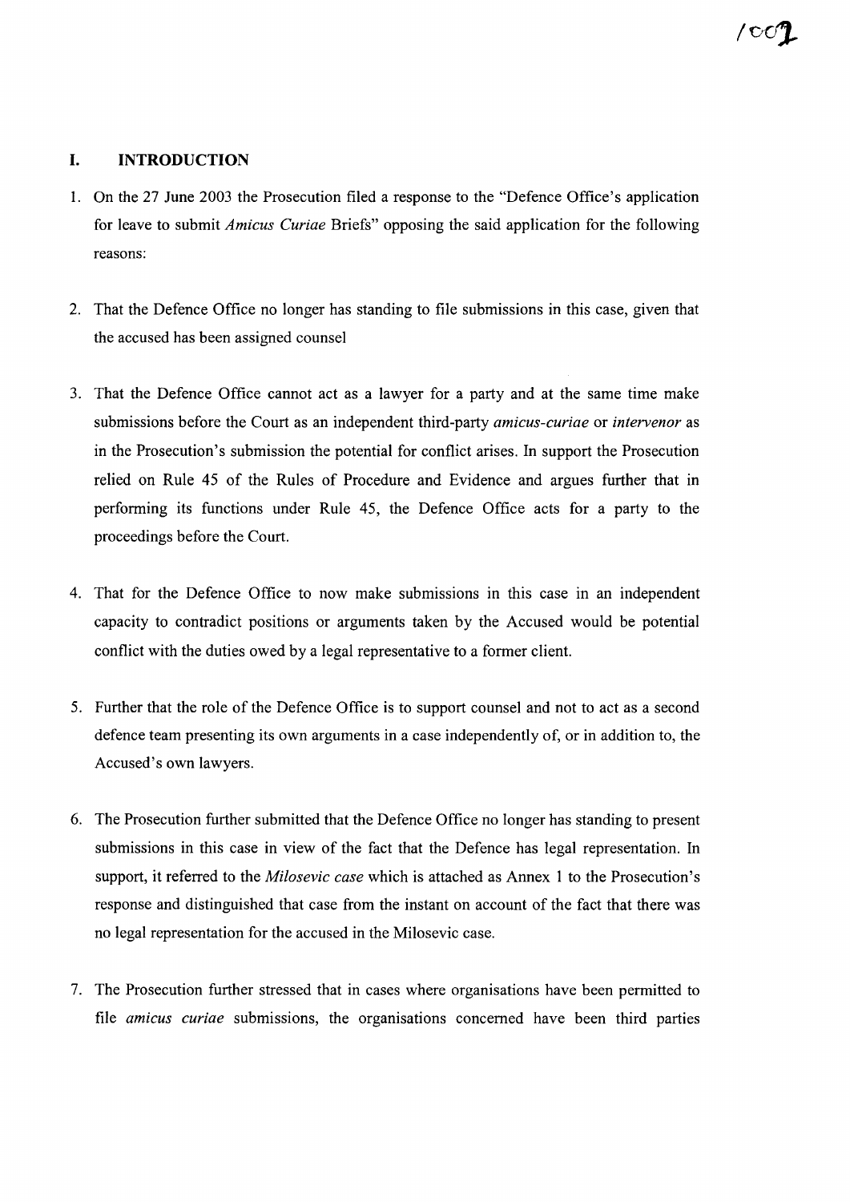## I. INTRODUCTION

1. On the 27 June 2003 the Prosecution filed a response to the "Defence Office's application for leave to submit *Amicus Curiae* Briefs" opposing the said application for the following reasons:

2. That the Defence Office no longer has standing to file submissions in this case, given that the accused has been assigned counsel

3. That the Defence Office cannot act as a lawyer for a party and at the same time make submissions before the Court as an independent third-party *amicus-curiae* or *intervenor* as in the Prosecution's submission the potential for conflict arises. In support the Prosecution relied on Rule 45 of the Rules of Procedure and Evidence and argues further that in performing its functions under Rule 45, the Defence Office acts for a party to the proceedings before the Court.

4. That for the Defence Office to now make submissions in this case in an independent capacity to contradict positions or arguments taken by the Accused would be potential conflict with the duties owed by a legal representative to a former client.

5. Further that the role of the Defence Office is to support counsel and not to act as a second defence team presenting its own arguments in a case independently of, or in addition to, the Accused's own lawyers.

6. The Prosecution further submitted that the Defence Office no longer has standing to present submissions in this case in view of the fact that the Defence has legal representation. In support, it referred to the *Milosevic case* which is attached as Annex 1 to the Prosecution's response and distinguished that case from the instant on account of the fact that there was no legal representation for the accused in the Milosevic case.

7. The Prosecution further stressed that in cases where organisations have been permitted to file *amicus curiae* submissions, the organisations concerned have been third parties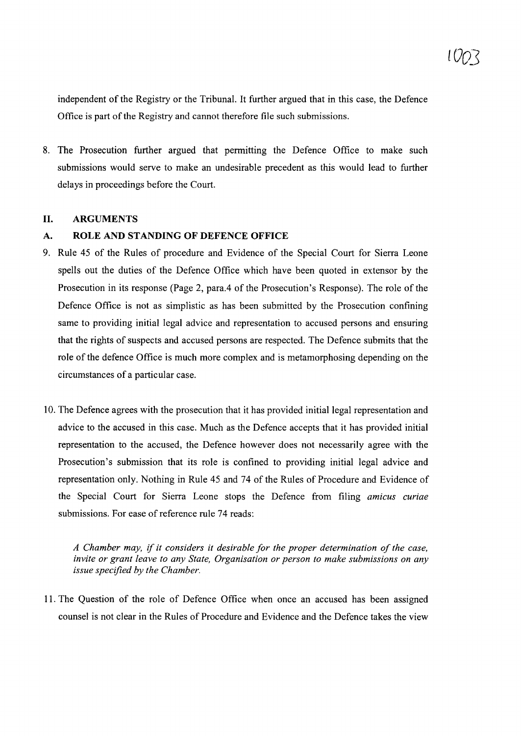independent of the Registry or the Tribunal. It further argued that in this case, the Defence Office is part of the Registry and cannot therefore file such submissions.

8. The Prosecution further argued that permitting the Defence Office to make such submissions would serve to make an undesirable precedent as this would lead to further delays in proceedings before the Court.

## II. ARGUMENTS

### A. ROLE AND STANDING OF DEFENCE OFFICE

9. Rule 45 of the Rules of procedure and Evidence of the Special Court for Sierra Leone spells out the duties of the Defence Office which have been quoted in extensor by the Prosecution in its response (Page 2, para.4 of the Prosecution's Response). The role of the Defence Office is not as simplistic as has been submitted by the Prosecution confining same to providing initial legal advice and representation to accused persons and ensuring that the rights of suspects and accused persons are respected. The Defence submits that the role of the defence Office is much more complex and is metamorphosing depending on the circumstances of a particular case.

10. The Defence agrees with the prosecution that it has provided initial legal representation and advice to the accused in this case. Much as the Defence accepts that it has provided initial representation to the accused, the Defence however does not necessarily agree with the Prosecution's submission that its role is confined to providing initial legal advice and representation only. Nothing in Rule 45 and 74 of the Rules of Procedure and Evidence of the Special Court for Sierra Leone stops the Defence from filing *amicus curiae* submissions. For ease of reference rule 74 reads:

   *A Chamber may, if it considers it desirable for the proper determination of the case, invite or grant leave to any State, Organisation or person to make submissions on any issue specified by the Chamber.*

11. The Question of the role of Defence Office when once an accused has been assigned counsel is not clear in the Rules of Procedure and Evidence and the Defence takes the view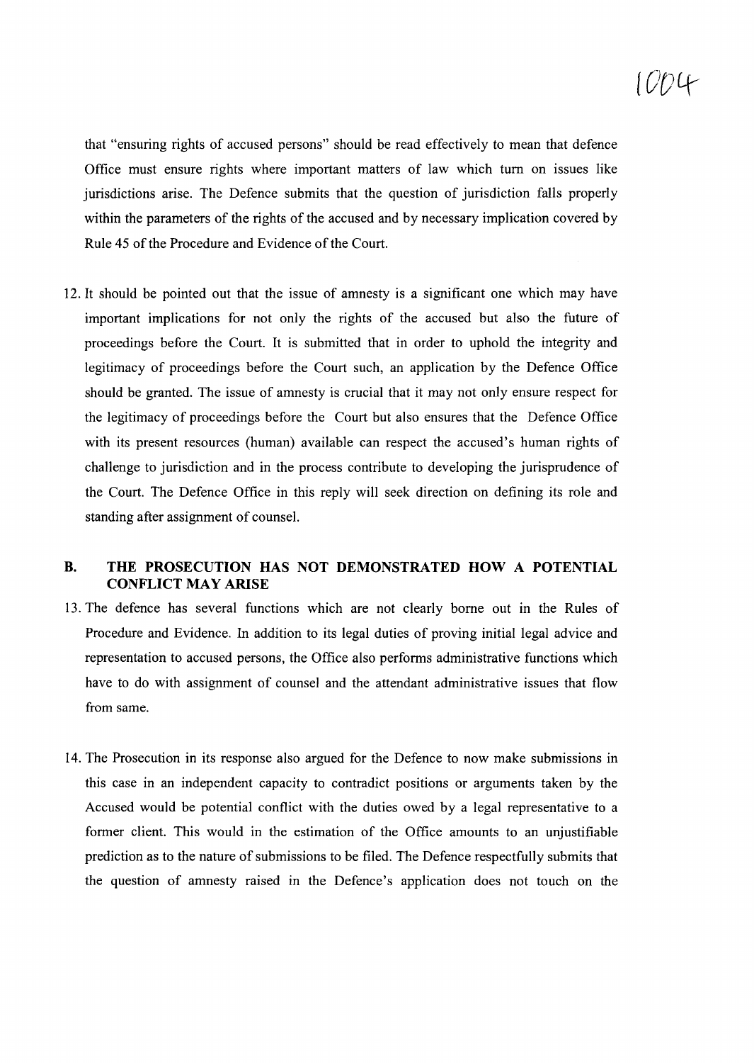that "ensuring rights of accused persons" should be read effectively to mean that defence Office must ensure rights where important matters of law which turn on issues like jurisdictions arise. The Defence submits that the question of jurisdiction falls properly within the parameters of the rights of the accused and by necessary implication covered by Rule 45 of the Procedure and Evidence of the Court.

12. It should be pointed out that the issue of amnesty is a significant one which may have important implications for not only the rights of the accused but also the future of proceedings before the Court. It is submitted that in order to uphold the integrity and legitimacy of proceedings before the Court such, an application by the Defence Office should be granted. The issue of amnesty is crucial that it may not only ensure respect for the legitimacy of proceedings before the Court but also ensures that the Defence Office with its present resources (human) available can respect the accused's human rights of challenge to jurisdiction and in the process contribute to developing the jurisprudence of the Court. The Defence Office in this reply will seek direction on defining its role and standing after assignment of counsel.

## B. THE PROSECUTION HAS NOT DEMONSTRATED HOW A POTENTIAL CONFLICT MAY ARISE

13. The defence has several functions which are not clearly borne out in the Rules of Procedure and Evidence. In addition to its legal duties of proving initial legal advice and representation to accused persons, the Office also performs administrative functions which have to do with assignment of counsel and the attendant administrative issues that flow from same.

14. The Prosecution in its response also argued for the Defence to now make submissions in this case in an independent capacity to contradict positions or arguments taken by the Accused would be potential conflict with the duties owed by a legal representative to a former client. This would in the estimation of the Office amounts to an unjustifiable prediction as to the nature of submissions to be filed. The Defence respectfully submits that the question of amnesty raised in the Defence's application does not touch on the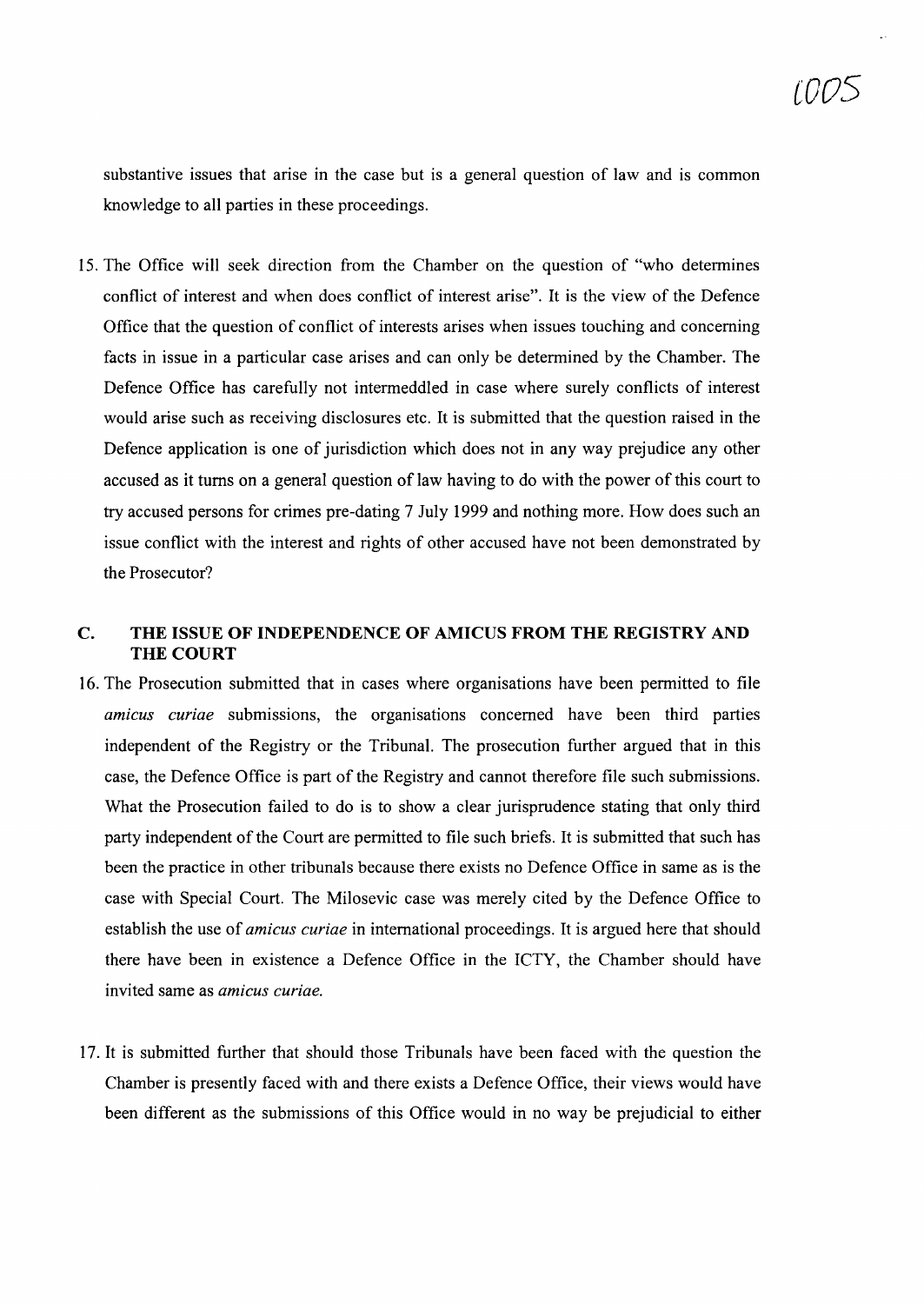substantive issues that arise in the case but is a general question of law and is common knowledge to all parties in these proceedings.

15. The Office will seek direction from the Chamber on the question of "who determines conflict of interest and when does conflict of interest arise". It is the view of the Defence Office that the question of conflict of interests arises when issues touching and concerning facts in issue in a particular case arises and can only be determined by the Chamber. The Defence Office has carefully not intermeddled in case where surely conflicts of interest would arise such as receiving disclosures etc. It is submitted that the question raised in the Defence application is one of jurisdiction which does not in any way prejudice any other accused as it turns on a general question of law having to do with the power of this court to try accused persons for crimes pre-dating 7 July 1999 and nothing more. How does such an issue conflict with the interest and rights of other accused have not been demonstrated by the Prosecutor?

## C. THE ISSUE OF INDEPENDENCE OF AMICUS FROM THE REGISTRY AND THE COURT

16. The Prosecution submitted that in cases where organisations have been permitted to file *amicus curiae* submissions, the organisations concerned have been third parties independent of the Registry or the Tribunal. The prosecution further argued that in this case, the Defence Office is part of the Registry and cannot therefore file such submissions. What the Prosecution failed to do is to show a clear jurisprudence stating that only third party independent of the Court are permitted to file such briefs. It is submitted that such has been the practice in other tribunals because there exists no Defence Office in same as is the case with Special Court. The Milosevic case was merely cited by the Defence Office to establish the use of *amicus curiae* in international proceedings. It is argued here that should there have been in existence a Defence Office in the ICTY, the Chamber should have invited same as *amicus curiae.*

17. It is submitted further that should those Tribunals have been faced with the question the Chamber is presently faced with and there exists a Defence Office, their views would have been different as the submissions of this Office would in no way be prejudicial to either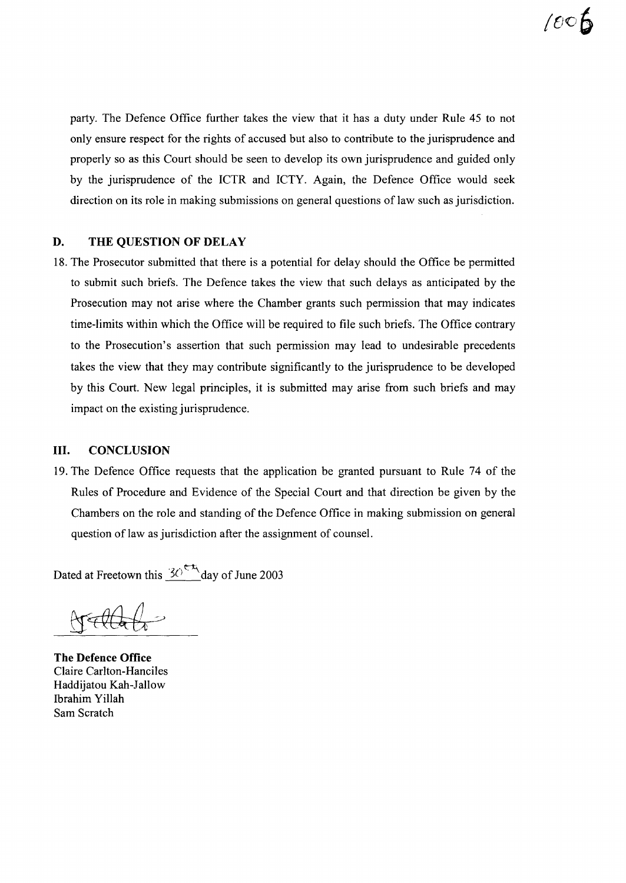party. The Defence Office further takes the view that it has a duty under Rule 45 to not only ensure respect for the rights of accused but also to contribute to the jurisprudence and properly so as this Court should be seen to develop its own jurisprudence and guided only by the jurisprudence of the ICTR and ICTY. Again, the Defence Office would seek direction on its role in making submissions on general questions of law such as jurisdiction.

## D. THE QUESTION OF DELAY

18. The Prosecutor submitted that there is a potential for delay should the Office be permitted to submit such briefs. The Defence takes the view that such delays as anticipated by the Prosecution may not arise where the Chamber grants such permission that may indicates time-limits within which the Office will be required to file such briefs. The Office contrary to the Prosecution's assertion that such permission may lead to undesirable precedents takes the view that they may contribute significantly to the jurisprudence to be developed by this Court. New legal principles, it is submitted may arise from such briefs and may impact on the existing jurisprudence.

## III. CONCLUSION

19. The Defence Office requests that the application be granted pursuant to Rule 74 of the Rules of Procedure and Evidence of the Special Court and that direction be given by the Chambers on the role and standing of the Defence Office in making submission on general question of law as jurisdiction after the assignment of counsel.

Dated at Freetown this 30th day of June 2003

**The Defence Office**
Claire Carlton-Hanciles
Haddijatou Kah-Jallow
Ibrahim Yillah
Sam Scratch